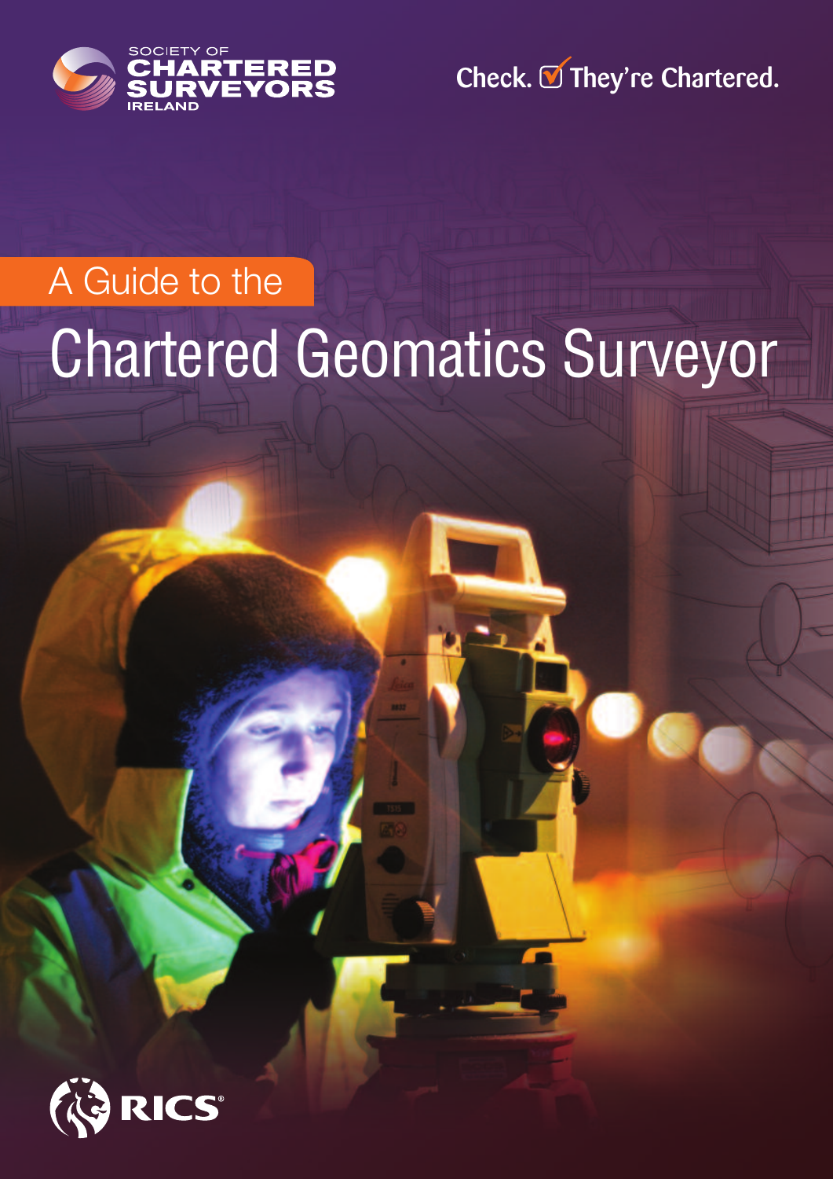SOCIETY OF CHARTERED SURVEYORS IRELAND

Check. They're Chartered.

# A Guide to the Chartered Geomatics Surveyor

RICS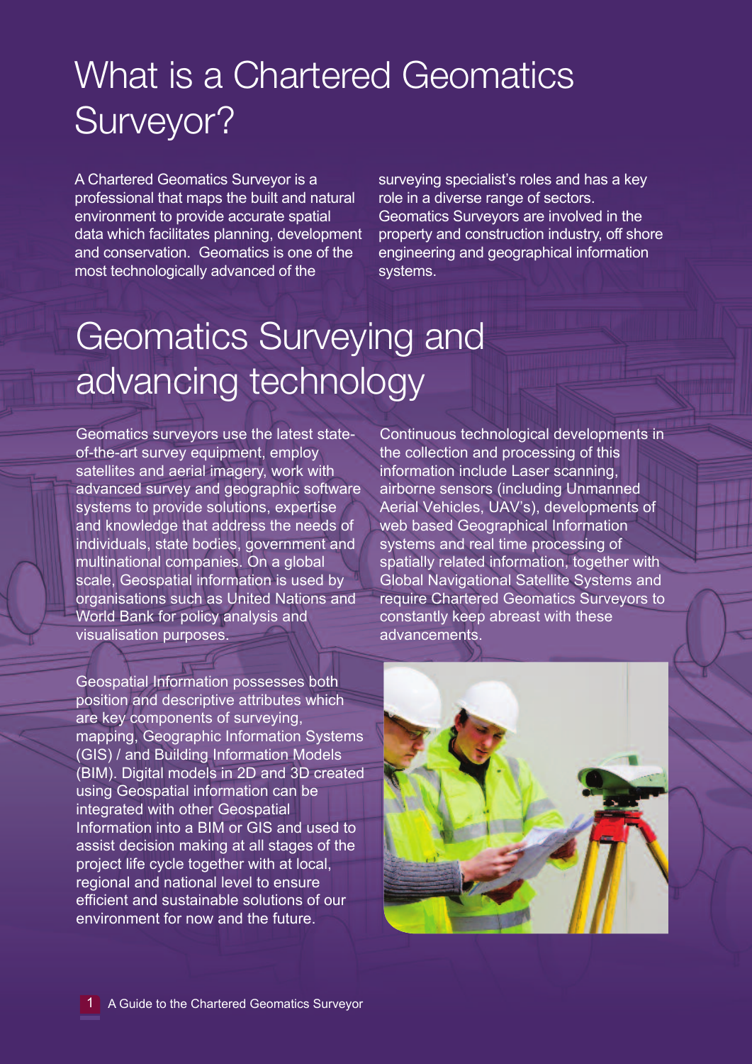# What is a Chartered Geomatics Surveyor?

A Chartered Geomatics Surveyor is a professional that maps the built and natural environment to provide accurate spatial data which facilitates planning, development and conservation. Geomatics is one of the most technologically advanced of the surveying specialist's roles and has a key role in a diverse range of sectors. Geomatics Surveyors are involved in the property and construction industry, off shore engineering and geographical information systems.

# Geomatics Surveying and advancing technology

Geomatics surveyors use the latest state-of-the-art survey equipment, employ satellites and aerial imagery, work with advanced survey and geographic software systems to provide solutions, expertise and knowledge that address the needs of individuals, state bodies, government and multinational companies. On a global scale, Geospatial information is used by organisations such as United Nations and World Bank for policy analysis and visualisation purposes.

Geospatial Information possesses both position and descriptive attributes which are key components of surveying, mapping, Geographic Information Systems (GIS) / and Building Information Models (BIM). Digital models in 2D and 3D created using Geospatial information can be integrated with other Geospatial Information into a BIM or GIS and used to assist decision making at all stages of the project life cycle together with at local, regional and national level to ensure efficient and sustainable solutions of our environment for now and the future.

Continuous technological developments in the collection and processing of this information include Laser scanning, airborne sensors (including Unmanned Aerial Vehicles, UAV's), developments of web based Geographical Information systems and real time processing of spatially related information, together with Global Navigational Satellite Systems and require Chartered Geomatics Surveyors to constantly keep abreast with these advancements.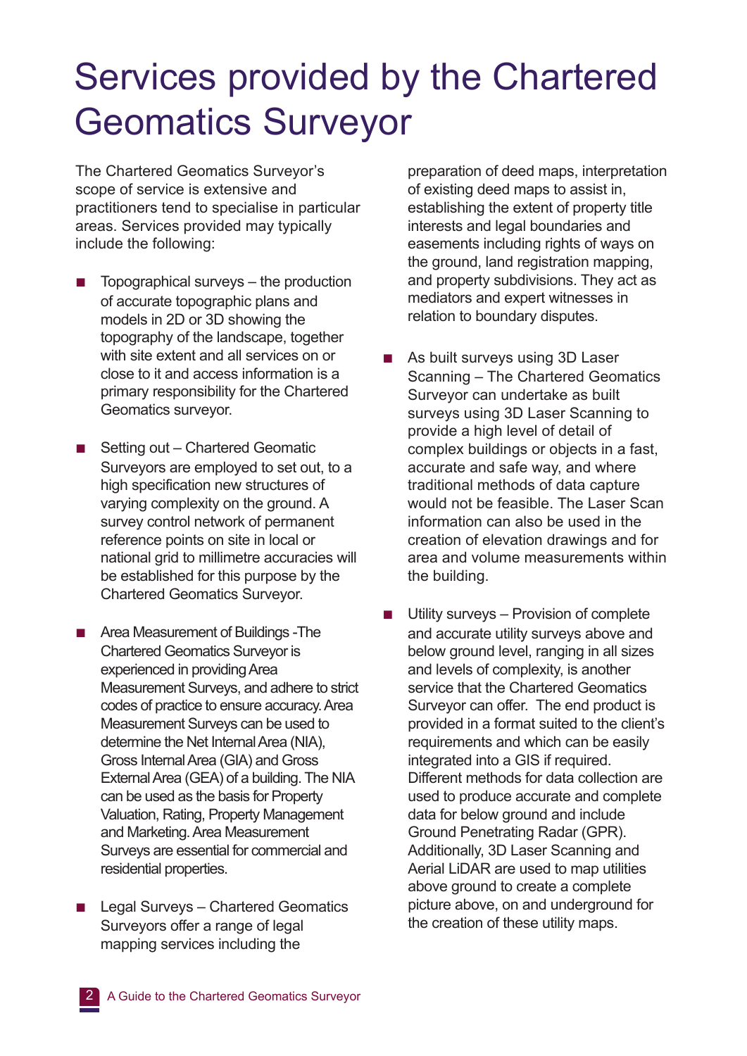# Services provided by the Chartered Geomatics Surveyor

The Chartered Geomatics Surveyor's scope of service is extensive and practitioners tend to specialise in particular areas. Services provided may typically include the following:

- Topographical surveys – the production of accurate topographic plans and models in 2D or 3D showing the topography of the landscape, together with site extent and all services on or close to it and access information is a primary responsibility for the Chartered Geomatics surveyor.

- Setting out – Chartered Geomatic Surveyors are employed to set out, to a high specification new structures of varying complexity on the ground. A survey control network of permanent reference points on site in local or national grid to millimetre accuracies will be established for this purpose by the Chartered Geomatics Surveyor.

- Area Measurement of Buildings -The Chartered Geomatics Surveyor is experienced in providing Area Measurement Surveys, and adhere to strict codes of practice to ensure accuracy. Area Measurement Surveys can be used to determine the Net Internal Area (NIA), Gross Internal Area (GIA) and Gross External Area (GEA) of a building. The NIA can be used as the basis for Property Valuation, Rating, Property Management and Marketing. Area Measurement Surveys are essential for commercial and residential properties.

- Legal Surveys – Chartered Geomatics Surveyors offer a range of legal mapping services including the preparation of deed maps, interpretation of existing deed maps to assist in, establishing the extent of property title interests and legal boundaries and easements including rights of ways on the ground, land registration mapping, and property subdivisions. They act as mediators and expert witnesses in relation to boundary disputes.

- As built surveys using 3D Laser Scanning – The Chartered Geomatics Surveyor can undertake as built surveys using 3D Laser Scanning to provide a high level of detail of complex buildings or objects in a fast, accurate and safe way, and where traditional methods of data capture would not be feasible. The Laser Scan information can also be used in the creation of elevation drawings and for area and volume measurements within the building.

- Utility surveys – Provision of complete and accurate utility surveys above and below ground level, ranging in all sizes and levels of complexity, is another service that the Chartered Geomatics Surveyor can offer. The end product is provided in a format suited to the client's requirements and which can be easily integrated into a GIS if required. Different methods for data collection are used to produce accurate and complete data for below ground and include Ground Penetrating Radar (GPR). Additionally, 3D Laser Scanning and Aerial LiDAR are used to map utilities above ground to create a complete picture above, on and underground for the creation of these utility maps.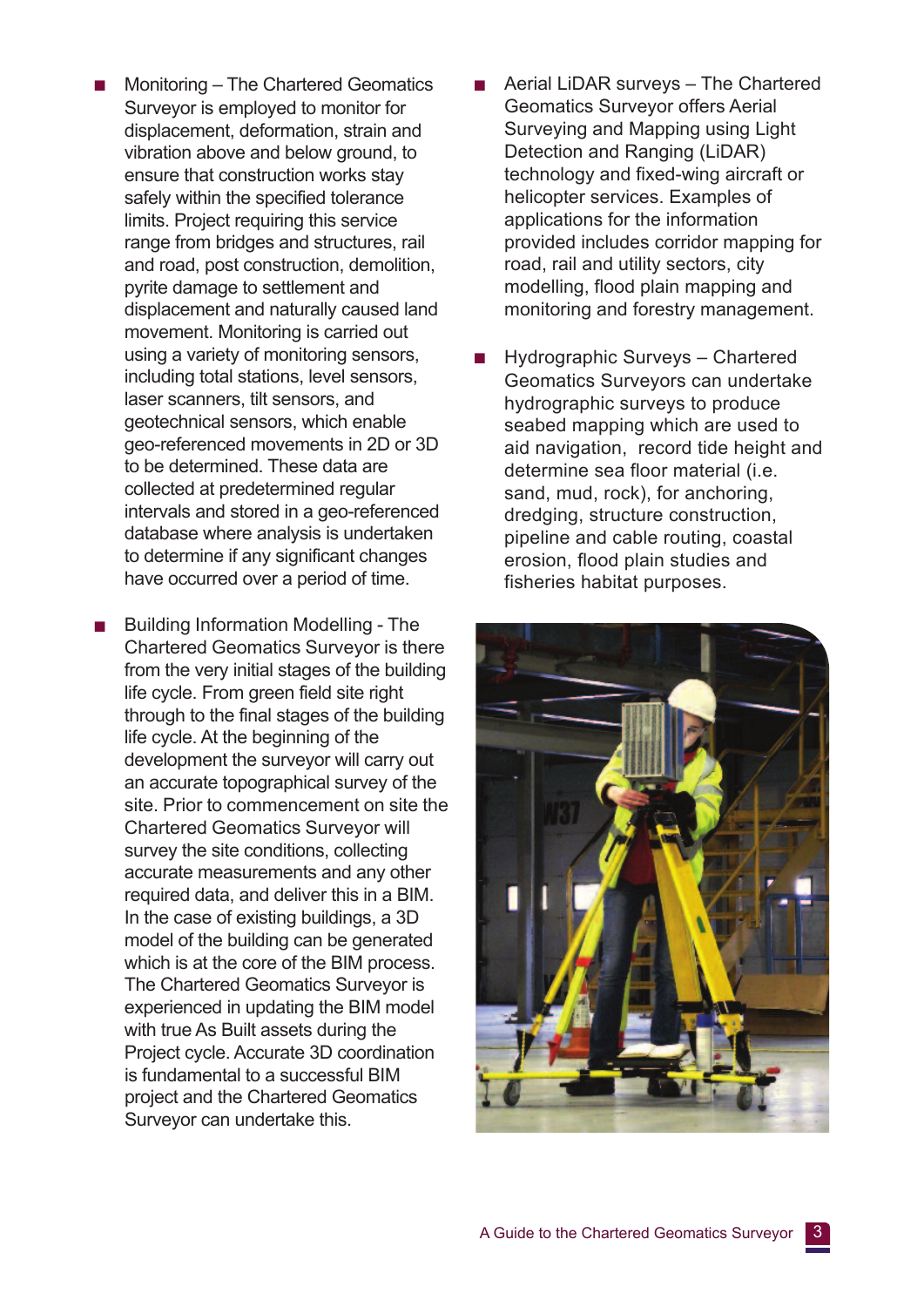- Monitoring – The Chartered Geomatics Surveyor is employed to monitor for displacement, deformation, strain and vibration above and below ground, to ensure that construction works stay safely within the specified tolerance limits. Project requiring this service range from bridges and structures, rail and road, post construction, demolition, pyrite damage to settlement and displacement and naturally caused land movement. Monitoring is carried out using a variety of monitoring sensors, including total stations, level sensors, laser scanners, tilt sensors, and geotechnical sensors, which enable geo-referenced movements in 2D or 3D to be determined. These data are collected at predetermined regular intervals and stored in a geo-referenced database where analysis is undertaken to determine if any significant changes have occurred over a period of time.

- Building Information Modelling - The Chartered Geomatics Surveyor is there from the very initial stages of the building life cycle. From green field site right through to the final stages of the building life cycle. At the beginning of the development the surveyor will carry out an accurate topographical survey of the site. Prior to commencement on site the Chartered Geomatics Surveyor will survey the site conditions, collecting accurate measurements and any other required data, and deliver this in a BIM. In the case of existing buildings, a 3D model of the building can be generated which is at the core of the BIM process. The Chartered Geomatics Surveyor is experienced in updating the BIM model with true As Built assets during the Project cycle. Accurate 3D coordination is fundamental to a successful BIM project and the Chartered Geomatics Surveyor can undertake this.

- Aerial LiDAR surveys – The Chartered Geomatics Surveyor offers Aerial Surveying and Mapping using Light Detection and Ranging (LiDAR) technology and fixed-wing aircraft or helicopter services. Examples of applications for the information provided includes corridor mapping for road, rail and utility sectors, city modelling, flood plain mapping and monitoring and forestry management.

- Hydrographic Surveys – Chartered Geomatics Surveyors can undertake hydrographic surveys to produce seabed mapping which are used to aid navigation, record tide height and determine sea floor material (i.e. sand, mud, rock), for anchoring, dredging, structure construction, pipeline and cable routing, coastal erosion, flood plain studies and fisheries habitat purposes.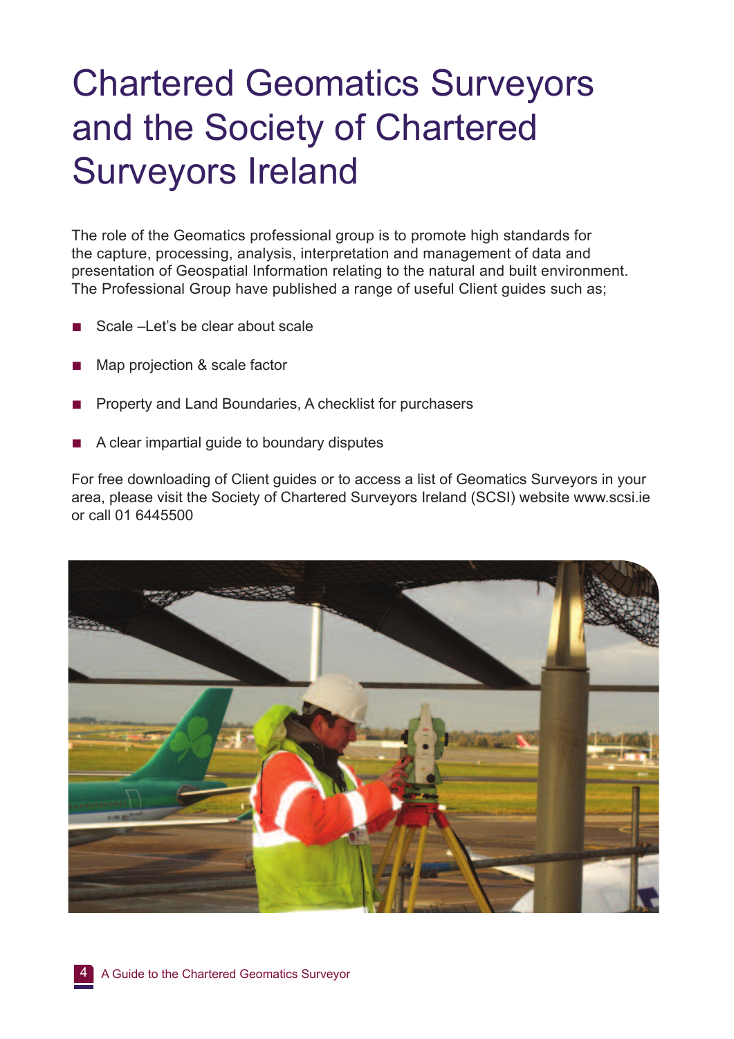# Chartered Geomatics Surveyors and the Society of Chartered Surveyors Ireland

The role of the Geomatics professional group is to promote high standards for the capture, processing, analysis, interpretation and management of data and presentation of Geospatial Information relating to the natural and built environment. The Professional Group have published a range of useful Client guides such as;

- Scale –Let's be clear about scale
- Map projection & scale factor
- Property and Land Boundaries, A checklist for purchasers
- A clear impartial guide to boundary disputes

For free downloading of Client guides or to access a list of Geomatics Surveyors in your area, please visit the Society of Chartered Surveyors Ireland (SCSI) website www.scsi.ie or call 01 6445500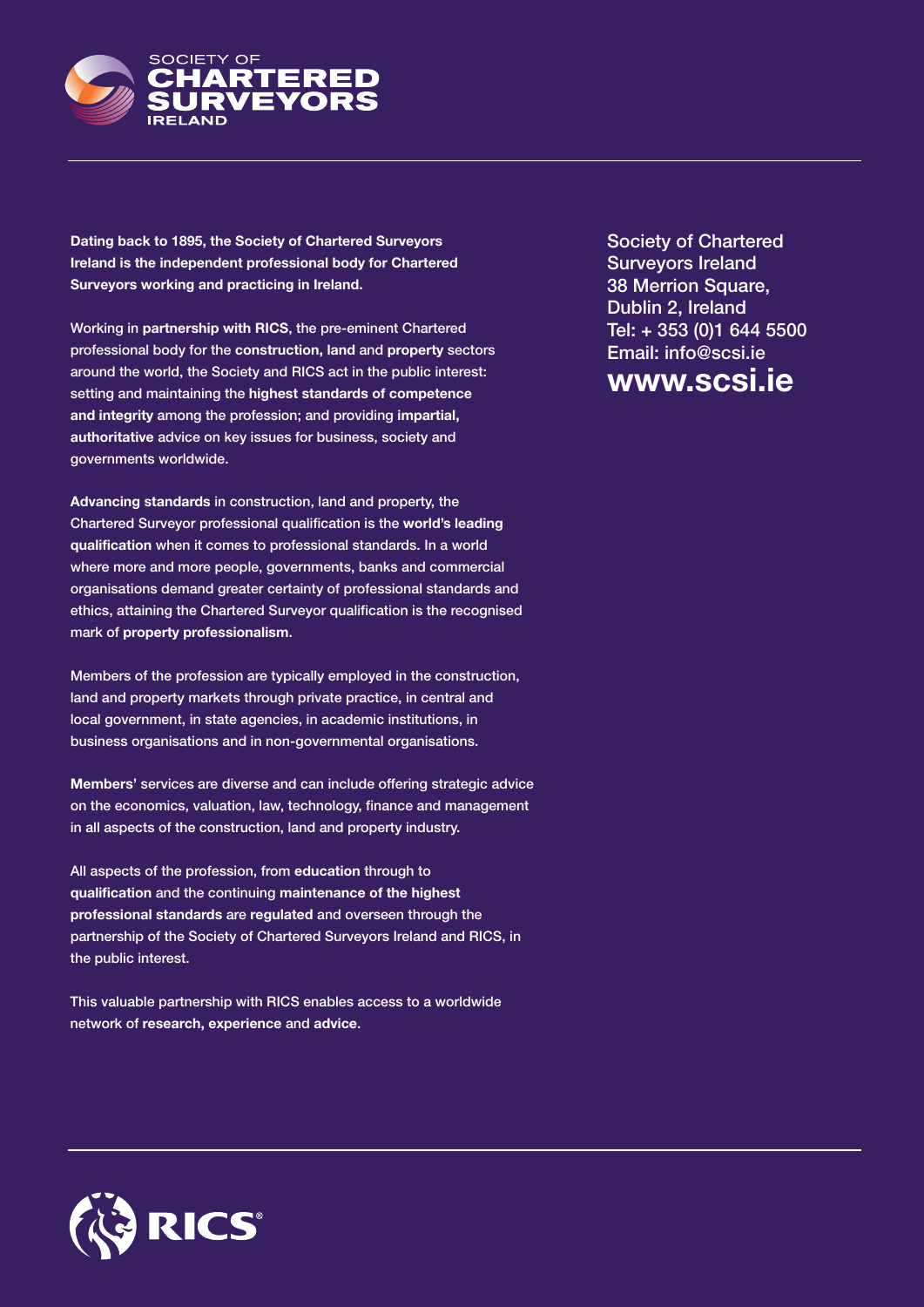SOCIETY OF CHARTERED SURVEYORS IRELAND

**Dating back to 1895, the Society of Chartered Surveyors Ireland is the independent professional body for Chartered Surveyors working and practicing in Ireland.**

Working in **partnership with RICS**, the pre-eminent Chartered professional body for the **construction, land** and **property** sectors around the world, the Society and RICS act in the public interest: setting and maintaining the **highest standards of competence and integrity** among the profession; and providing **impartial, authoritative** advice on key issues for business, society and governments worldwide.

**Advancing standards** in construction, land and property, the Chartered Surveyor professional qualification is the **world's leading qualification** when it comes to professional standards. In a world where more and more people, governments, banks and commercial organisations demand greater certainty of professional standards and ethics, attaining the Chartered Surveyor qualification is the recognised mark of **property professionalism**.

Members of the profession are typically employed in the construction, land and property markets through private practice, in central and local government, in state agencies, in academic institutions, in business organisations and in non-governmental organisations.

**Members'** services are diverse and can include offering strategic advice on the economics, valuation, law, technology, finance and management in all aspects of the construction, land and property industry.

All aspects of the profession, from **education** through to **qualification** and the continuing **maintenance of the highest professional standards** are **regulated** and overseen through the partnership of the Society of Chartered Surveyors Ireland and RICS, in the public interest.

This valuable partnership with RICS enables access to a worldwide network of **research, experience** and **advice**.

Society of Chartered Surveyors Ireland
38 Merrion Square,
Dublin 2, Ireland
Tel: + 353 (0)1 644 5500
Email: info@scsi.ie
**www.scsi.ie**

RICS